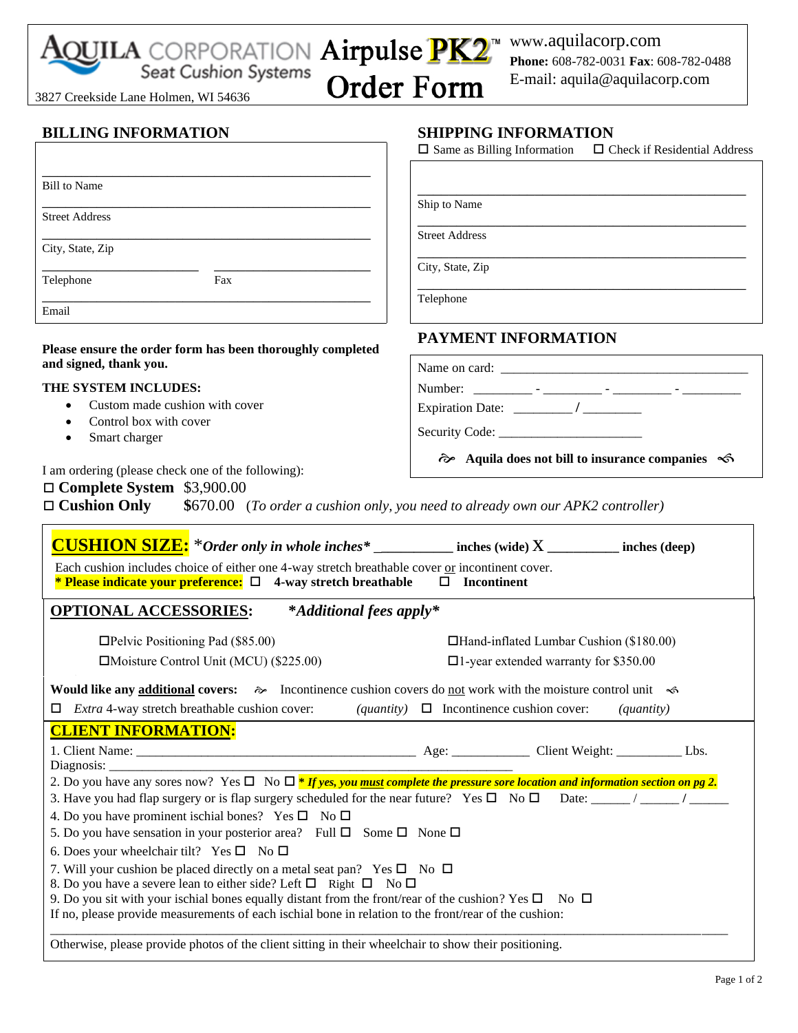# AQUILA CORPORATION Seat Cushion Systems — Airpulse PK2™ Order Form

3827 Creekside Lane Holmen, WI 54636

www.aquilacorp.com
**Phone:** 608-782-0031 **Fax**: 608-782-0488
E-mail: aquila@aquilacorp.com

## BILLING INFORMATION

_______________________________________________
Bill to Name

_______________________________________________
Street Address

_______________________________________________
City, State, Zip

______________________ ______________________
Telephone Fax

_______________________________________________
Email

## SHIPPING INFORMATION

☐ Same as Billing Information ☐ Check if Residential Address

_______________________________________________
Ship to Name

_______________________________________________
Street Address

_______________________________________________
City, State, Zip

_______________________________________________
Telephone

**Please ensure the order form has been thoroughly completed and signed, thank you.**

**THE SYSTEM INCLUDES:**

- Custom made cushion with cover
- Control box with cover
- Smart charger

## PAYMENT INFORMATION

Name on card: ___________________________________

Number: ________ - ________ - ________ - ________

Expiration Date: ________ / ________

Security Code: ____________________

**Aquila does not bill to insurance companies**

I am ordering (please check one of the following):

☐ **Complete System** $3,900.00

☐ **Cushion Only** $670.00 (*To order a cushion only, you need to already own our APK2 controller)*

**CUSHION SIZE:** *\*Order only in whole inches\** __________ **inches (wide)** X __________ **inches (deep)**

Each cushion includes choice of either one 4-way stretch breathable cover or incontinent cover.
***\* Please indicate your preference:*** ☐ **4-way stretch breathable** ☐ **Incontinent**

**OPTIONAL ACCESSORIES:** ***\*Additional fees apply\****

☐Pelvic Positioning Pad ($85.00)
☐Hand-inflated Lumbar Cushion ($180.00)
☐Moisture Control Unit (MCU) ($225.00)
☐1-year extended warranty for $350.00

**Would like any additional covers:** Incontinence cushion covers do not work with the moisture control unit

☐ *Extra* 4-way stretch breathable cushion cover: *(quantity)* ☐ Incontinence cushion cover: *(quantity)*

**CLIENT INFORMATION:**

1. Client Name: ______________________________ Age: __________ Client Weight: _________ Lbs.
Diagnosis: ______________________________________________

2. Do you have any sores now? Yes ☐ No ☐ ***\* If yes, you must complete the pressure sore location and information section on pg 2.***

3. Have you had flap surgery or is flap surgery scheduled for the near future? Yes ☐ No ☐ Date: ______ / ______ / ______

4. Do you have prominent ischial bones? Yes ☐ No ☐

5. Do you have sensation in your posterior area? Full ☐ Some ☐ None ☐

6. Does your wheelchair tilt? Yes ☐ No ☐

7. Will your cushion be placed directly on a metal seat pan? Yes ☐ No ☐

8. Do you have a severe lean to either side? Left ☐ Right ☐ No ☐

9. Do you sit with your ischial bones equally distant from the front/rear of the cushion? Yes ☐ No ☐

If no, please provide measurements of each ischial bone in relation to the front/rear of the cushion:

_______________________________________________________________________________

Otherwise, please provide photos of the client sitting in their wheelchair to show their positioning.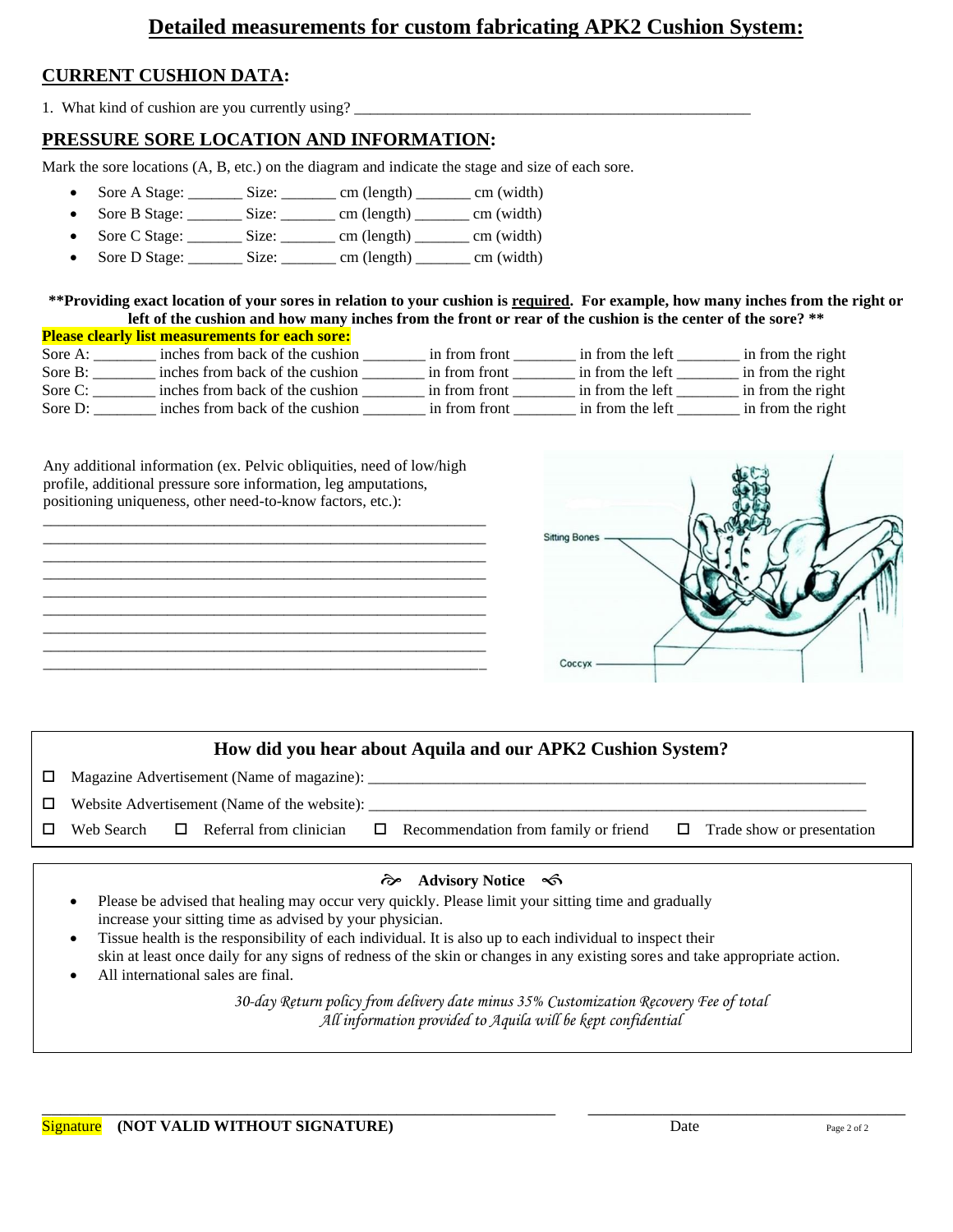# Detailed measurements for custom fabricating APK2 Cushion System:

## CURRENT CUSHION DATA:

1. What kind of cushion are you currently using? ___________________________________________________

## PRESSURE SORE LOCATION AND INFORMATION:

Mark the sore locations (A, B, etc.) on the diagram and indicate the stage and size of each sore.

- Sore A Stage: _______ Size: _______ cm (length) _______ cm (width)
- Sore B Stage: _______ Size: _______ cm (length) _______ cm (width)
- Sore C Stage: _______ Size: _______ cm (length) _______ cm (width)
- Sore D Stage: _______ Size: _______ cm (length) _______ cm (width)

**\*\*Providing exact location of your sores in relation to your cushion is required. For example, how many inches from the right or left of the cushion and how many inches from the front or rear of the cushion is the center of the sore? \*\***

**Please clearly list measurements for each sore:**

Sore A: ________ inches from back of the cushion ________ in from front ________ in from the left ________ in from the right

Sore B: ________ inches from back of the cushion ________ in from front ________ in from the left ________ in from the right

Sore C: ________ inches from back of the cushion ________ in from front ________ in from the left ________ in from the right

Sore D: ________ inches from back of the cushion ________ in from front ________ in from the left ________ in from the right

Any additional information (ex. Pelvic obliquities, need of low/high profile, additional pressure sore information, leg amputations, positioning uniqueness, other need-to-know factors, etc.):

______________________________________________________

______________________________________________________

______________________________________________________

______________________________________________________

______________________________________________________

______________________________________________________

______________________________________________________

______________________________________________________

______________________________________________________

Sitting Bones

Coccyx

### How did you hear about Aquila and our APK2 Cushion System?

- ☐ Magazine Advertisement (Name of magazine): ______________________________________________
- ☐ Website Advertisement (Name of the website): ______________________________________________
- ☐ Web Search ☐ Referral from clinician ☐ Recommendation from family or friend ☐ Trade show or presentation

### Advisory Notice

- Please be advised that healing may occur very quickly. Please limit your sitting time and gradually increase your sitting time as advised by your physician.
- Tissue health is the responsibility of each individual. It is also up to each individual to inspect their skin at least once daily for any signs of redness of the skin or changes in any existing sores and take appropriate action.
- All international sales are final.

*30-day Return policy from delivery date minus 35% Customization Recovery Fee of total*
*All information provided to Aquila will be kept confidential*

______________________________________________________ ______________________________

Signature **(NOT VALID WITHOUT SIGNATURE)** Date